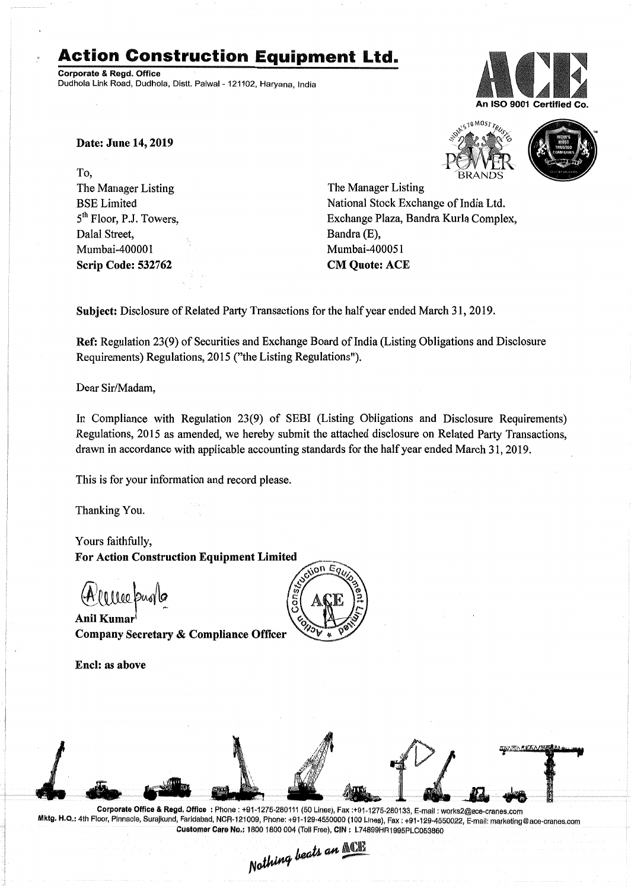# Action Construction Equipment Ltd.

**Corporate & Regd. Office**
Dudhola Link Road, Dudhola, Distt. Palwal - 121102, Haryana, India

An ISO 9001 Certified Co.

**Date: June 14, 2019**

To,

The Manager Listing
BSE Limited
5th Floor, P.J. Towers,
Dalal Street,
Mumbai-400001
**Scrip Code: 532762**

The Manager Listing
National Stock Exchange of India Ltd.
Exchange Plaza, Bandra Kurla Complex,
Bandra (E),
Mumbai-400051
**CM Quote: ACE**

**Subject:** Disclosure of Related Party Transactions for the half year ended March 31, 2019.

**Ref:** Regulation 23(9) of Securities and Exchange Board of India (Listing Obligations and Disclosure Requirements) Regulations, 2015 ("the Listing Regulations").

Dear Sir/Madam,

In Compliance with Regulation 23(9) of SEBI (Listing Obligations and Disclosure Requirements) Regulations, 2015 as amended, we hereby submit the attached disclosure on Related Party Transactions, drawn in accordance with applicable accounting standards for the half year ended March 31, 2019.

This is for your information and record please.

Thanking You.

Yours faithfully,
**For Action Construction Equipment Limited**

**Anil Kumar**
**Company Secretary & Compliance Officer**

**Encl: as above**

**Corporate Office & Regd. Office** : Phone : +91-1275-280111 (50 Lines), Fax :+91-1275-280133, E-mail : works2@ace-cranes.com
**Mktg. H.Q.:** 4th Floor, Pinnacle, Surajkund, Faridabad, NCR-121009, Phone: +91-129-4550000 (100 Lines), Fax : +91-129-4550022, E-mail: marketing@ace-cranes.com
**Customer Care No.:** 1800 1800 004 (Toll Free), **CIN :** L74899HR1995PLC053860

*Nothing beats an ACE*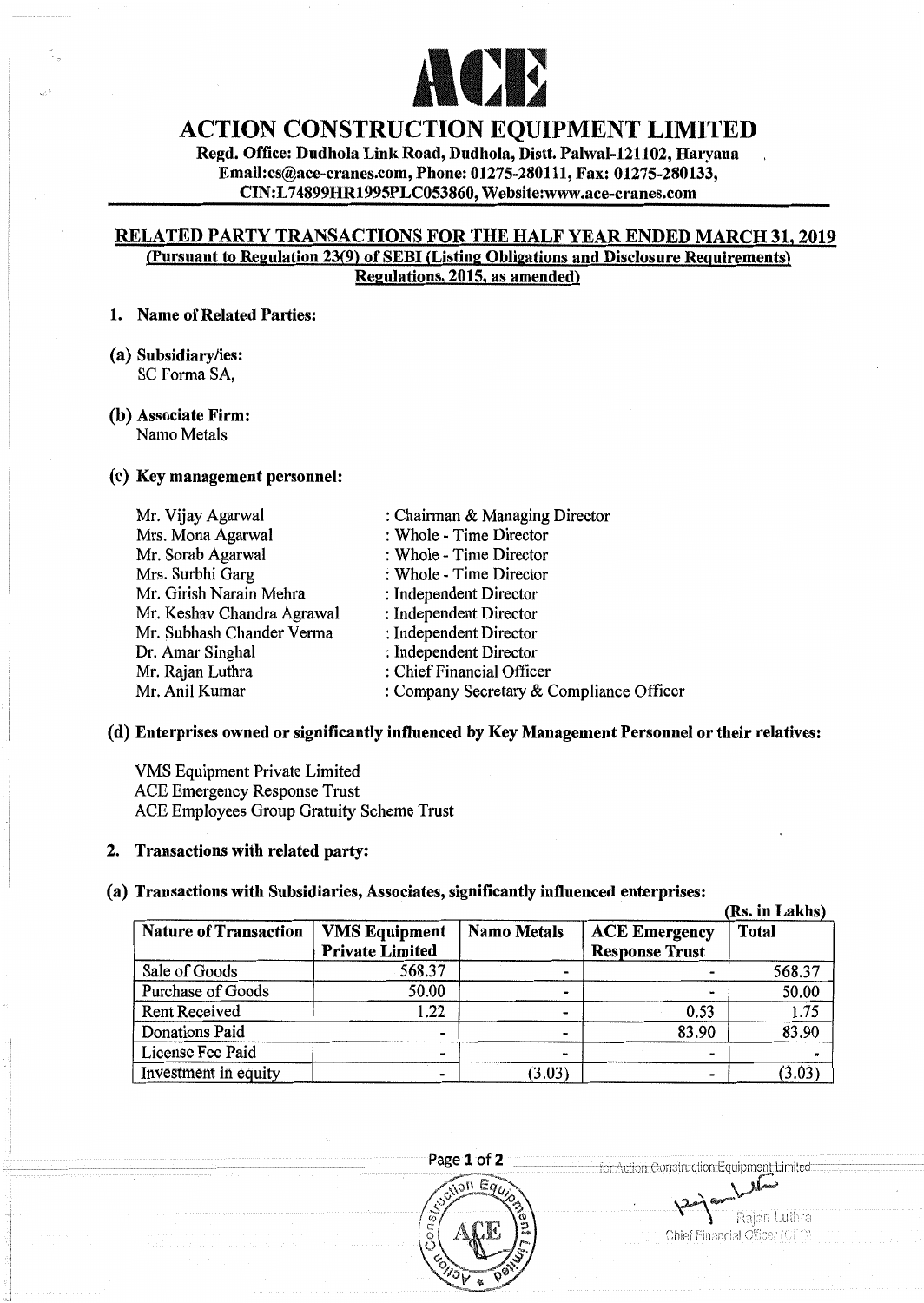# ACE

# ACTION CONSTRUCTION EQUIPMENT LIMITED

**Regd. Office: Dudhola Link Road, Dudhola, Distt. Palwal-121102, Haryana**
**Email:cs@ace-cranes.com, Phone: 01275-280111, Fax: 01275-280133,**
**CIN:L74899HR1995PLC053860, Website:www.ace-cranes.com**

## RELATED PARTY TRANSACTIONS FOR THE HALF YEAR ENDED MARCH 31, 2019
**(Pursuant to Regulation 23(9) of SEBI (Listing Obligations and Disclosure Requirements) Regulations, 2015, as amended)**

1. **Name of Related Parties:**

**(a) Subsidiary/ies:**
SC Forma SA,

**(b) Associate Firm:**
Namo Metals

**(c) Key management personnel:**

| | |
|---|---|
| Mr. Vijay Agarwal | : Chairman & Managing Director |
| Mrs. Mona Agarwal | : Whole - Time Director |
| Mr. Sorab Agarwal | : Whole - Time Director |
| Mrs. Surbhi Garg | : Whole - Time Director |
| Mr. Girish Narain Mehra | : Independent Director |
| Mr. Keshav Chandra Agrawal | : Independent Director |
| Mr. Subhash Chander Verma | : Independent Director |
| Dr. Amar Singhal | : Independent Director |
| Mr. Rajan Luthra | : Chief Financial Officer |
| Mr. Anil Kumar | : Company Secretary & Compliance Officer |

**(d) Enterprises owned or significantly influenced by Key Management Personnel or their relatives:**

VMS Equipment Private Limited
ACE Emergency Response Trust
ACE Employees Group Gratuity Scheme Trust

2. **Transactions with related party:**

**(a) Transactions with Subsidiaries, Associates, significantly influenced enterprises:**

(Rs. in Lakhs)

| Nature of Transaction | VMS Equipment Private Limited | Namo Metals | ACE Emergency Response Trust | Total |
|---|---|---|---|---|
| Sale of Goods | 568.37 | - | - | 568.37 |
| Purchase of Goods | 50.00 | - | - | 50.00 |
| Rent Received | 1.22 | - | 0.53 | 1.75 |
| Donations Paid | - | - | 83.90 | 83.90 |
| License Fee Paid | - | - | - | - |
| Investment in equity | - | (3.03) | - | (3.03) |

for Action Construction Equipment Limited

Rajan Luthra
Chief Financial Officer (CFO)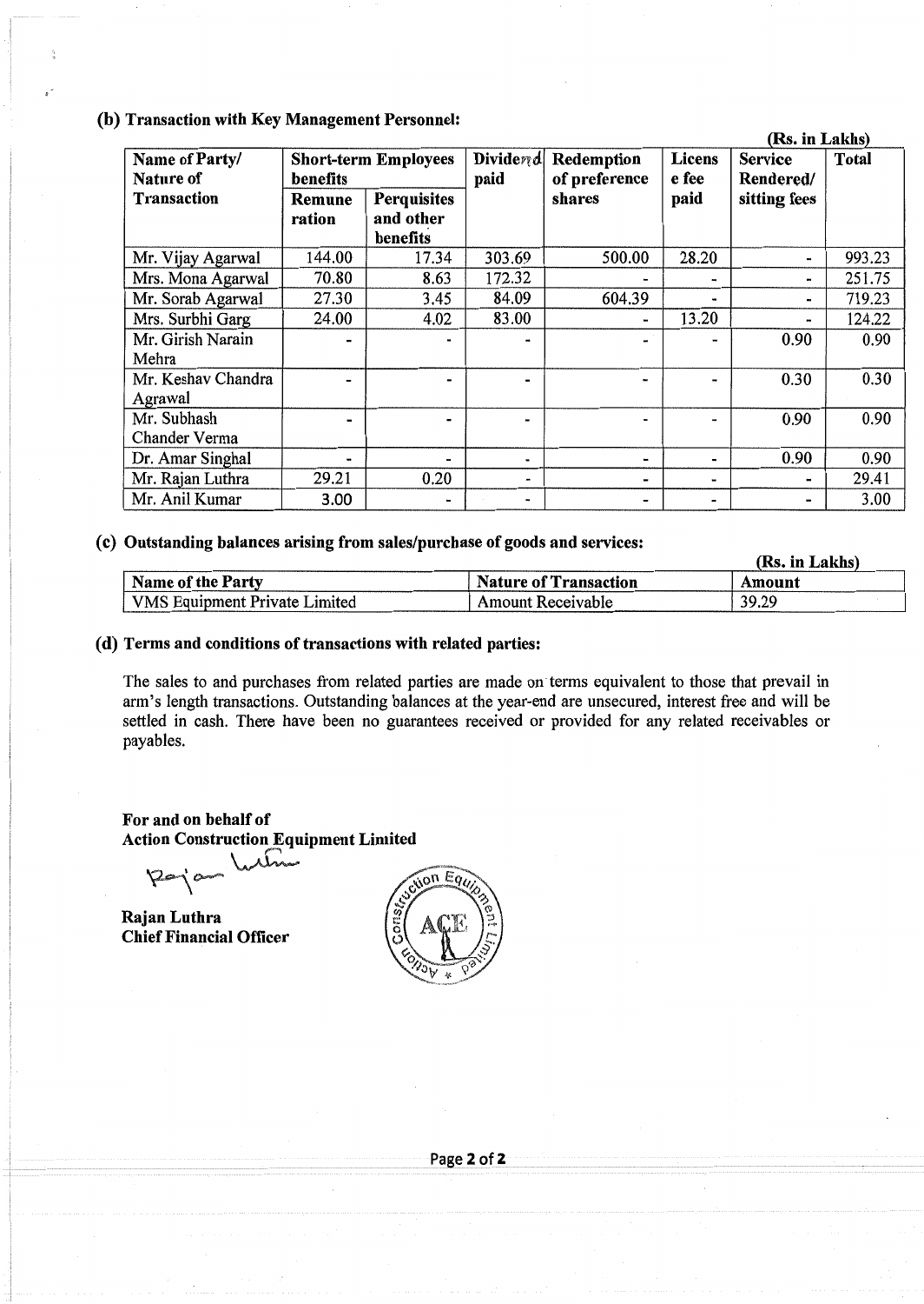## (b) Transaction with Key Management Personnel:

(Rs. in Lakhs)

| Name of Party/ Nature of Transaction | Short-term Employees benefits | | Dividend paid | Redemption of preference shares | License fee paid | Service Rendered/ sitting fees | Total |
|---|---|---|---|---|---|---|---|
| | Remuneration | Perquisites and other benefits | | | | | |
| Mr. Vijay Agarwal | 144.00 | 17.34 | 303.69 | 500.00 | 28.20 | - | 993.23 |
| Mrs. Mona Agarwal | 70.80 | 8.63 | 172.32 | - | - | - | 251.75 |
| Mr. Sorab Agarwal | 27.30 | 3.45 | 84.09 | 604.39 | - | - | 719.23 |
| Mrs. Surbhi Garg | 24.00 | 4.02 | 83.00 | - | 13.20 | - | 124.22 |
| Mr. Girish Narain Mehra | - | - | - | - | - | 0.90 | 0.90 |
| Mr. Keshav Chandra Agrawal | - | - | - | - | - | 0.30 | 0.30 |
| Mr. Subhash Chander Verma | - | - | - | - | - | 0.90 | 0.90 |
| Dr. Amar Singhal | - | - | - | - | - | 0.90 | 0.90 |
| Mr. Rajan Luthra | 29.21 | 0.20 | - | - | - | - | 29.41 |
| Mr. Anil Kumar | 3.00 | - | - | - | - | - | 3.00 |

## (c) Outstanding balances arising from sales/purchase of goods and services:

(Rs. in Lakhs)

| Name of the Party | Nature of Transaction | Amount |
|---|---|---|
| VMS Equipment Private Limited | Amount Receivable | 39.29 |

## (d) Terms and conditions of transactions with related parties:

The sales to and purchases from related parties are made on terms equivalent to those that prevail in arm's length transactions. Outstanding balances at the year-end are unsecured, interest free and will be settled in cash. There have been no guarantees received or provided for any related receivables or payables.

**For and on behalf of**
**Action Construction Equipment Limited**

**Rajan Luthra**
**Chief Financial Officer**